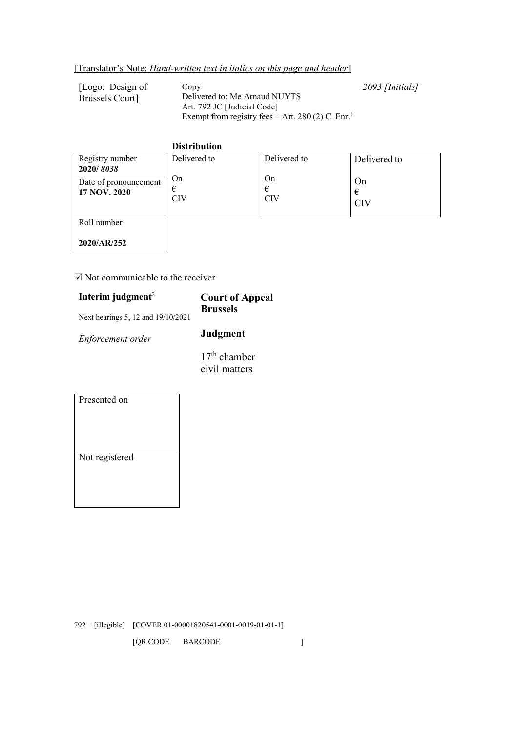[Translator's Note: *Hand-written text in italics on this page and header*]

| [Logo: Design of Brussels Court] | Copy<br>Delivered to: Me Arnaud NUYTS<br>Art. 792 JC [Judicial Code]<br>Exempt from registry fees – Art. 280 (2) C. Enr.[1] | *2093 [Initials]* |
|---|---|---|

**Distribution**

| Registry number **2020/ *8038*** | Delivered to | Delivered to | Delivered to |
|---|---|---|---|
| Date of pronouncement **17 NOV. 2020** | On<br>€<br>CIV | On<br>€<br>CIV | On<br>€<br>CIV |
| Roll number<br><br>**2020/AR/252** | | | |

☑ Not communicable to the receiver

**Interim judgment**[2]

Next hearings 5, 12 and 19/10/2021

*Enforcement order*

**Court of Appeal Brussels**

**Judgment**

17th chamber
civil matters

| Presented on |
|---|
| Not registered |

792 + [illegible] [COVER 01-00001820541-0001-0019-01-01-1]

[QR CODE BARCODE ]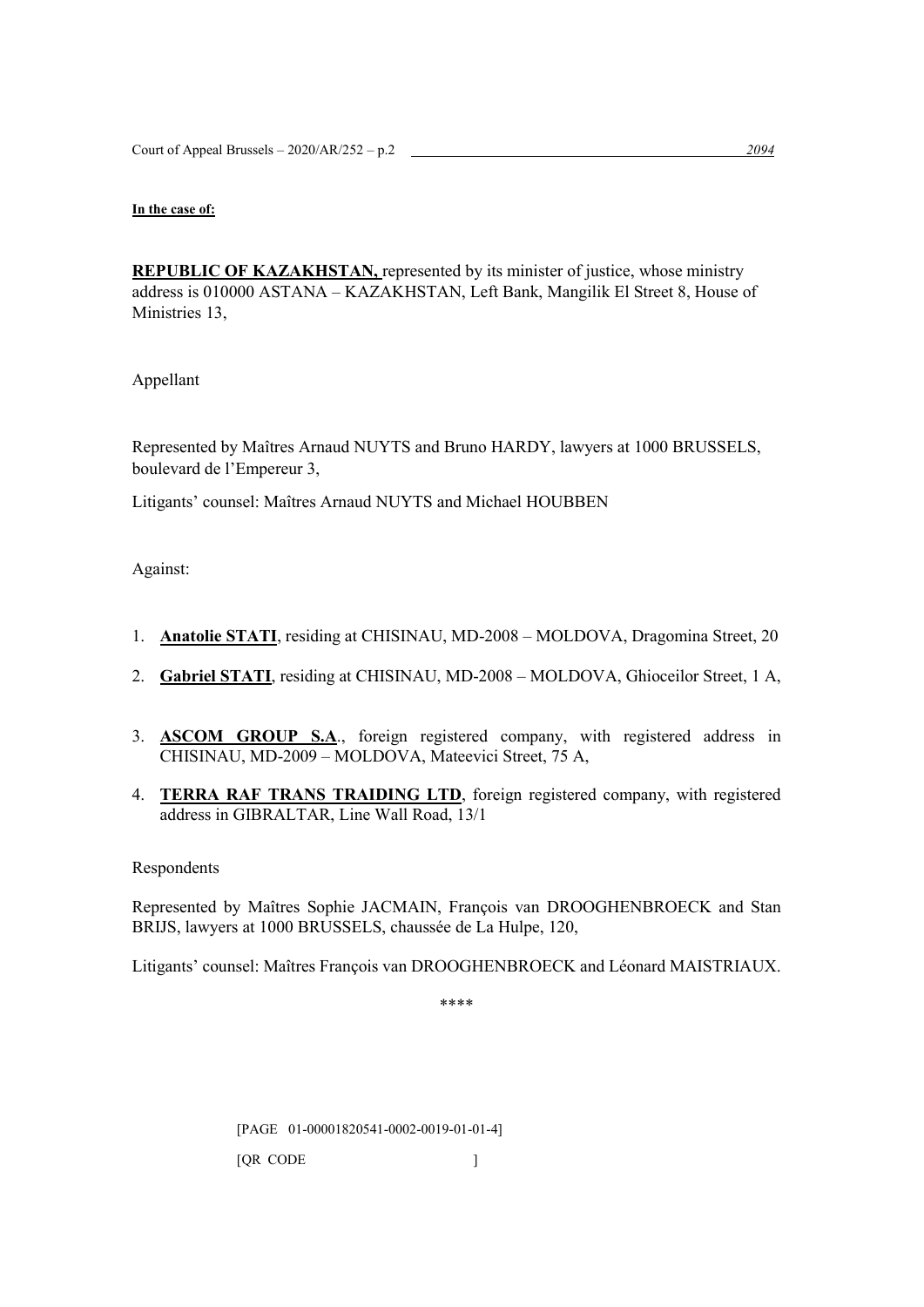**In the case of:**

**REPUBLIC OF KAZAKHSTAN,** represented by its minister of justice, whose ministry address is 010000 ASTANA – KAZAKHSTAN, Left Bank, Mangilik El Street 8, House of Ministries 13,

Appellant

Represented by Maîtres Arnaud NUYTS and Bruno HARDY, lawyers at 1000 BRUSSELS, boulevard de l'Empereur 3,

Litigants' counsel: Maîtres Arnaud NUYTS and Michael HOUBBEN

Against:

1. **Anatolie STATI**, residing at CHISINAU, MD-2008 – MOLDOVA, Dragomina Street, 20
2. **Gabriel STATI**, residing at CHISINAU, MD-2008 – MOLDOVA, Ghioceilor Street, 1 A,
3. **ASCOM GROUP S.A**., foreign registered company, with registered address in CHISINAU, MD-2009 – MOLDOVA, Mateevici Street, 75 A,
4. **TERRA RAF TRANS TRAIDING LTD**, foreign registered company, with registered address in GIBRALTAR, Line Wall Road, 13/1

Respondents

Represented by Maîtres Sophie JACMAIN, François van DROOGHENBROECK and Stan BRIJS, lawyers at 1000 BRUSSELS, chaussée de La Hulpe, 120,

Litigants' counsel: Maîtres François van DROOGHENBROECK and Léonard MAISTRIAUX.

****

[PAGE 01-00001820541-0002-0019-01-01-4]

[QR CODE ]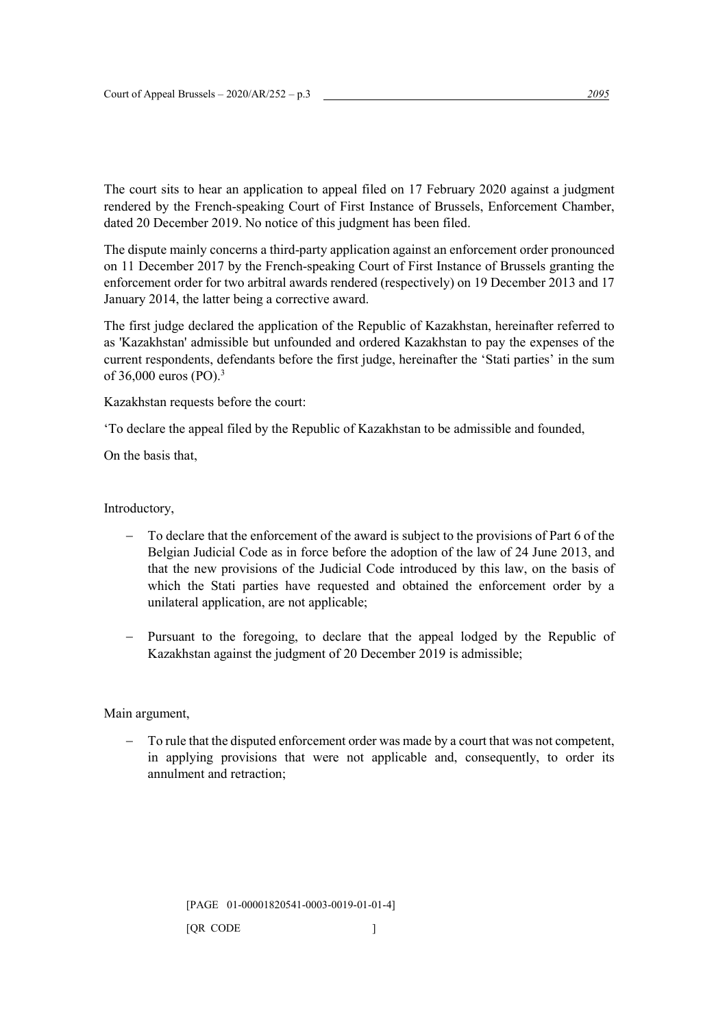The court sits to hear an application to appeal filed on 17 February 2020 against a judgment rendered by the French-speaking Court of First Instance of Brussels, Enforcement Chamber, dated 20 December 2019. No notice of this judgment has been filed.

The dispute mainly concerns a third-party application against an enforcement order pronounced on 11 December 2017 by the French-speaking Court of First Instance of Brussels granting the enforcement order for two arbitral awards rendered (respectively) on 19 December 2013 and 17 January 2014, the latter being a corrective award.

The first judge declared the application of the Republic of Kazakhstan, hereinafter referred to as 'Kazakhstan' admissible but unfounded and ordered Kazakhstan to pay the expenses of the current respondents, defendants before the first judge, hereinafter the 'Stati parties' in the sum of 36,000 euros (PO).[3]

Kazakhstan requests before the court:

'To declare the appeal filed by the Republic of Kazakhstan to be admissible and founded,

On the basis that,

Introductory,

- To declare that the enforcement of the award is subject to the provisions of Part 6 of the Belgian Judicial Code as in force before the adoption of the law of 24 June 2013, and that the new provisions of the Judicial Code introduced by this law, on the basis of which the Stati parties have requested and obtained the enforcement order by a unilateral application, are not applicable;

- Pursuant to the foregoing, to declare that the appeal lodged by the Republic of Kazakhstan against the judgment of 20 December 2019 is admissible;

Main argument,

- To rule that the disputed enforcement order was made by a court that was not competent, in applying provisions that were not applicable and, consequently, to order its annulment and retraction;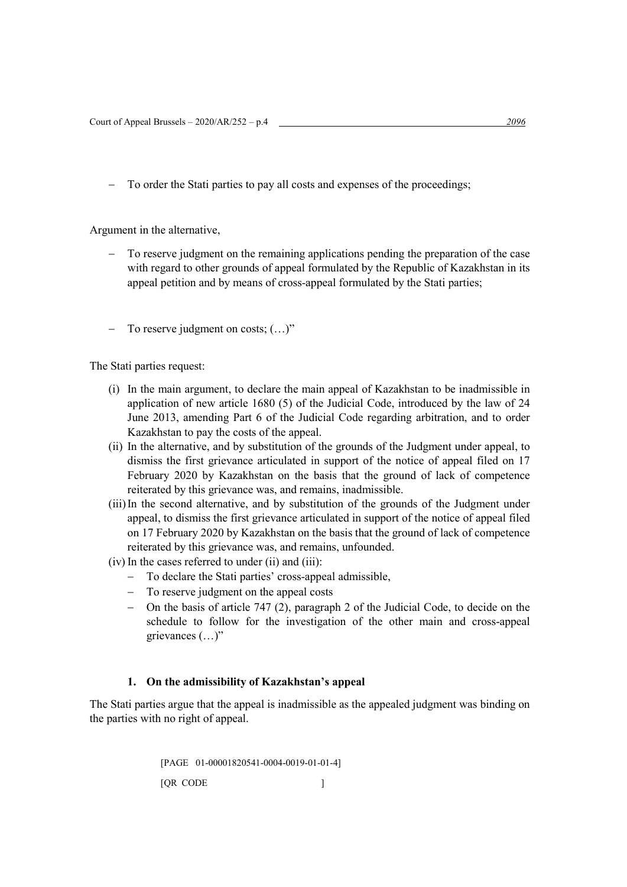- To order the Stati parties to pay all costs and expenses of the proceedings;

Argument in the alternative,

- To reserve judgment on the remaining applications pending the preparation of the case with regard to other grounds of appeal formulated by the Republic of Kazakhstan in its appeal petition and by means of cross-appeal formulated by the Stati parties;

- To reserve judgment on costs; (…)"

The Stati parties request:

(i) In the main argument, to declare the main appeal of Kazakhstan to be inadmissible in application of new article 1680 (5) of the Judicial Code, introduced by the law of 24 June 2013, amending Part 6 of the Judicial Code regarding arbitration, and to order Kazakhstan to pay the costs of the appeal.

(ii) In the alternative, and by substitution of the grounds of the Judgment under appeal, to dismiss the first grievance articulated in support of the notice of appeal filed on 17 February 2020 by Kazakhstan on the basis that the ground of lack of competence reiterated by this grievance was, and remains, inadmissible.

(iii) In the second alternative, and by substitution of the grounds of the Judgment under appeal, to dismiss the first grievance articulated in support of the notice of appeal filed on 17 February 2020 by Kazakhstan on the basis that the ground of lack of competence reiterated by this grievance was, and remains, unfounded.

(iv) In the cases referred to under (ii) and (iii):
   - To declare the Stati parties' cross-appeal admissible,
   - To reserve judgment on the appeal costs
   - On the basis of article 747 (2), paragraph 2 of the Judicial Code, to decide on the schedule to follow for the investigation of the other main and cross-appeal grievances (…)"

#### 1. On the admissibility of Kazakhstan's appeal

The Stati parties argue that the appeal is inadmissible as the appealed judgment was binding on the parties with no right of appeal.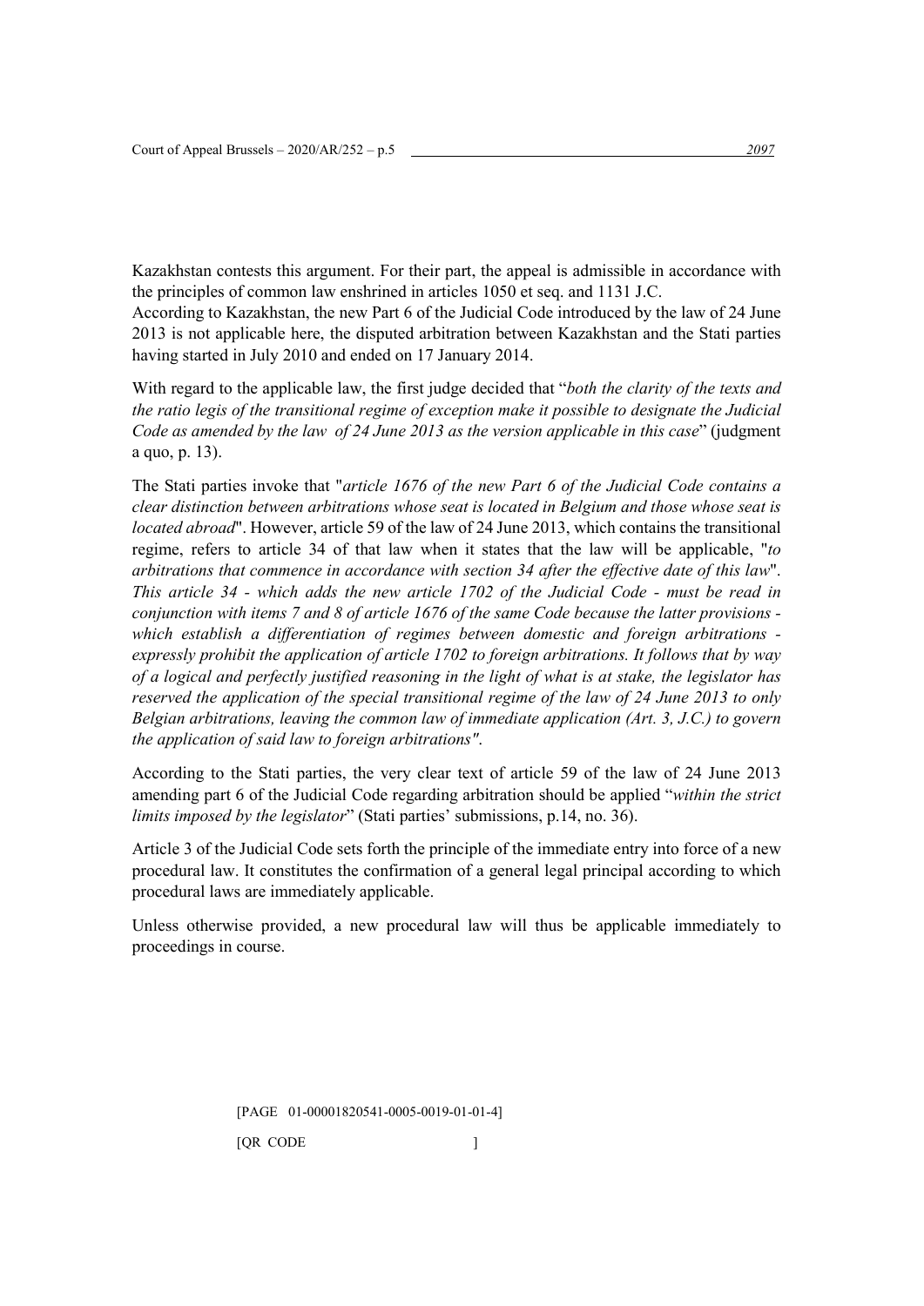Kazakhstan contests this argument. For their part, the appeal is admissible in accordance with the principles of common law enshrined in articles 1050 et seq. and 1131 J.C.
According to Kazakhstan, the new Part 6 of the Judicial Code introduced by the law of 24 June 2013 is not applicable here, the disputed arbitration between Kazakhstan and the Stati parties having started in July 2010 and ended on 17 January 2014.

With regard to the applicable law, the first judge decided that "*both the clarity of the texts and the ratio legis of the transitional regime of exception make it possible to designate the Judicial Code as amended by the law of 24 June 2013 as the version applicable in this case*" (judgment a quo, p. 13).

The Stati parties invoke that "*article 1676 of the new Part 6 of the Judicial Code contains a clear distinction between arbitrations whose seat is located in Belgium and those whose seat is located abroad*". However, article 59 of the law of 24 June 2013, which contains the transitional regime, refers to article 34 of that law when it states that the law will be applicable, "*to arbitrations that commence in accordance with section 34 after the effective date of this law*". *This article 34 - which adds the new article 1702 of the Judicial Code - must be read in conjunction with items 7 and 8 of article 1676 of the same Code because the latter provisions - which establish a differentiation of regimes between domestic and foreign arbitrations - expressly prohibit the application of article 1702 to foreign arbitrations. It follows that by way of a logical and perfectly justified reasoning in the light of what is at stake, the legislator has reserved the application of the special transitional regime of the law of 24 June 2013 to only Belgian arbitrations, leaving the common law of immediate application (Art. 3, J.C.) to govern the application of said law to foreign arbitrations"*.

According to the Stati parties, the very clear text of article 59 of the law of 24 June 2013 amending part 6 of the Judicial Code regarding arbitration should be applied "*within the strict limits imposed by the legislator*" (Stati parties' submissions, p.14, no. 36).

Article 3 of the Judicial Code sets forth the principle of the immediate entry into force of a new procedural law. It constitutes the confirmation of a general legal principal according to which procedural laws are immediately applicable.

Unless otherwise provided, a new procedural law will thus be applicable immediately to proceedings in course.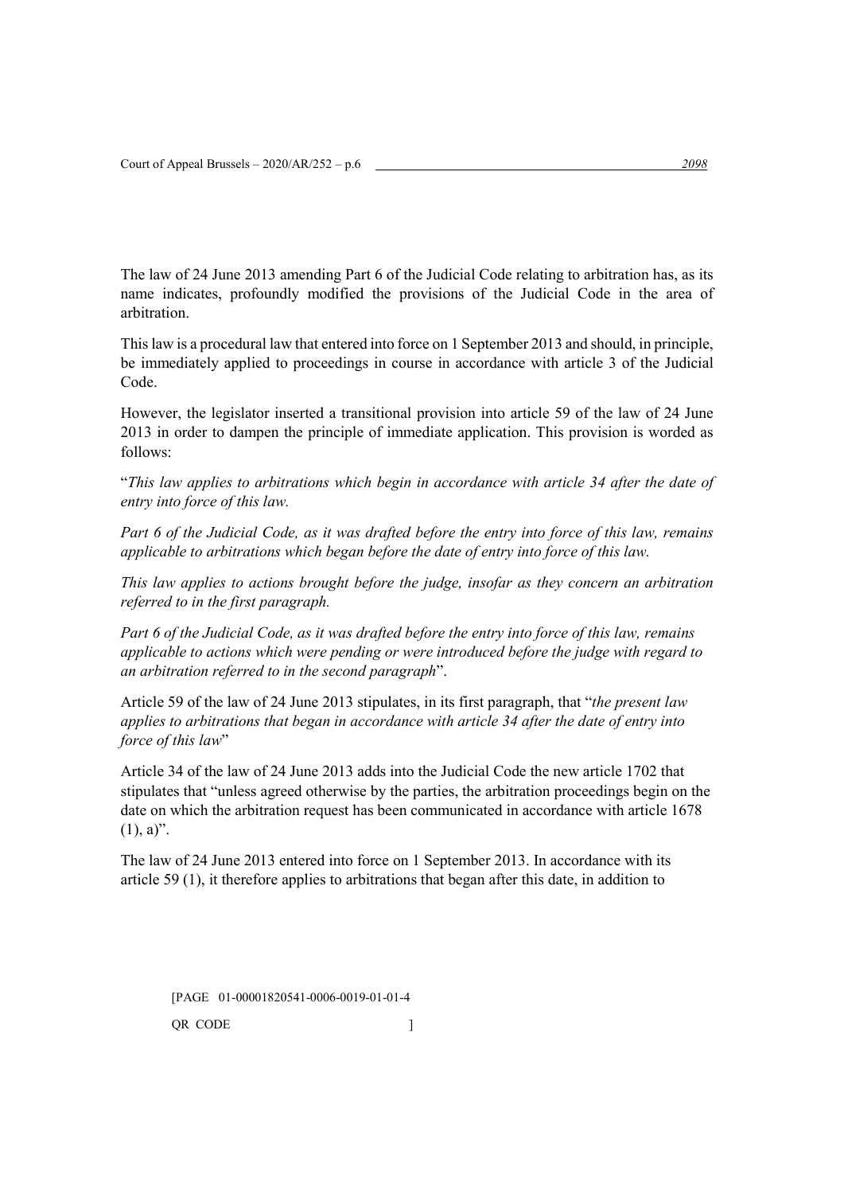The law of 24 June 2013 amending Part 6 of the Judicial Code relating to arbitration has, as its name indicates, profoundly modified the provisions of the Judicial Code in the area of arbitration.

This law is a procedural law that entered into force on 1 September 2013 and should, in principle, be immediately applied to proceedings in course in accordance with article 3 of the Judicial Code.

However, the legislator inserted a transitional provision into article 59 of the law of 24 June 2013 in order to dampen the principle of immediate application. This provision is worded as follows:

"*This law applies to arbitrations which begin in accordance with article 34 after the date of entry into force of this law.*

*Part 6 of the Judicial Code, as it was drafted before the entry into force of this law, remains applicable to arbitrations which began before the date of entry into force of this law.*

*This law applies to actions brought before the judge, insofar as they concern an arbitration referred to in the first paragraph.*

*Part 6 of the Judicial Code, as it was drafted before the entry into force of this law, remains applicable to actions which were pending or were introduced before the judge with regard to an arbitration referred to in the second paragraph*".

Article 59 of the law of 24 June 2013 stipulates, in its first paragraph, that "*the present law applies to arbitrations that began in accordance with article 34 after the date of entry into force of this law*"

Article 34 of the law of 24 June 2013 adds into the Judicial Code the new article 1702 that stipulates that "unless agreed otherwise by the parties, the arbitration proceedings begin on the date on which the arbitration request has been communicated in accordance with article 1678 (1), a)".

The law of 24 June 2013 entered into force on 1 September 2013. In accordance with its article 59 (1), it therefore applies to arbitrations that began after this date, in addition to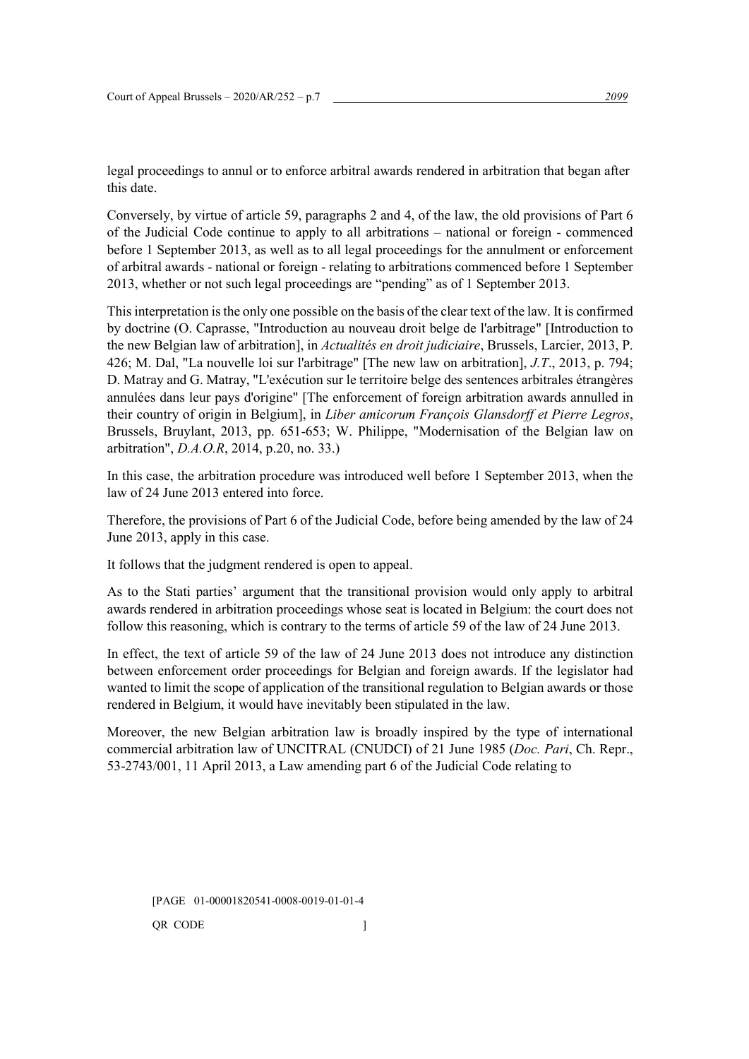legal proceedings to annul or to enforce arbitral awards rendered in arbitration that began after this date.

Conversely, by virtue of article 59, paragraphs 2 and 4, of the law, the old provisions of Part 6 of the Judicial Code continue to apply to all arbitrations – national or foreign - commenced before 1 September 2013, as well as to all legal proceedings for the annulment or enforcement of arbitral awards - national or foreign - relating to arbitrations commenced before 1 September 2013, whether or not such legal proceedings are "pending" as of 1 September 2013.

This interpretation is the only one possible on the basis of the clear text of the law. It is confirmed by doctrine (O. Caprasse, "Introduction au nouveau droit belge de l'arbitrage" [Introduction to the new Belgian law of arbitration], in *Actualités en droit judiciaire*, Brussels, Larcier, 2013, P. 426; M. Dal, "La nouvelle loi sur l'arbitrage" [The new law on arbitration], *J.T.*, 2013, p. 794; D. Matray and G. Matray, "L'exécution sur le territoire belge des sentences arbitrales étrangères annulées dans leur pays d'origine" [The enforcement of foreign arbitration awards annulled in their country of origin in Belgium], in *Liber amicorum François Glansdorff et Pierre Legros*, Brussels, Bruylant, 2013, pp. 651-653; W. Philippe, "Modernisation of the Belgian law on arbitration", *D.A.O.R*, 2014, p.20, no. 33.)

In this case, the arbitration procedure was introduced well before 1 September 2013, when the law of 24 June 2013 entered into force.

Therefore, the provisions of Part 6 of the Judicial Code, before being amended by the law of 24 June 2013, apply in this case.

It follows that the judgment rendered is open to appeal.

As to the Stati parties' argument that the transitional provision would only apply to arbitral awards rendered in arbitration proceedings whose seat is located in Belgium: the court does not follow this reasoning, which is contrary to the terms of article 59 of the law of 24 June 2013.

In effect, the text of article 59 of the law of 24 June 2013 does not introduce any distinction between enforcement order proceedings for Belgian and foreign awards. If the legislator had wanted to limit the scope of application of the transitional regulation to Belgian awards or those rendered in Belgium, it would have inevitably been stipulated in the law.

Moreover, the new Belgian arbitration law is broadly inspired by the type of international commercial arbitration law of UNCITRAL (CNUDCI) of 21 June 1985 (*Doc. Pari*, Ch. Repr., 53-2743/001, 11 April 2013, a Law amending part 6 of the Judicial Code relating to

[PAGE 01-00001820541-0008-0019-01-01-4

QR CODE ]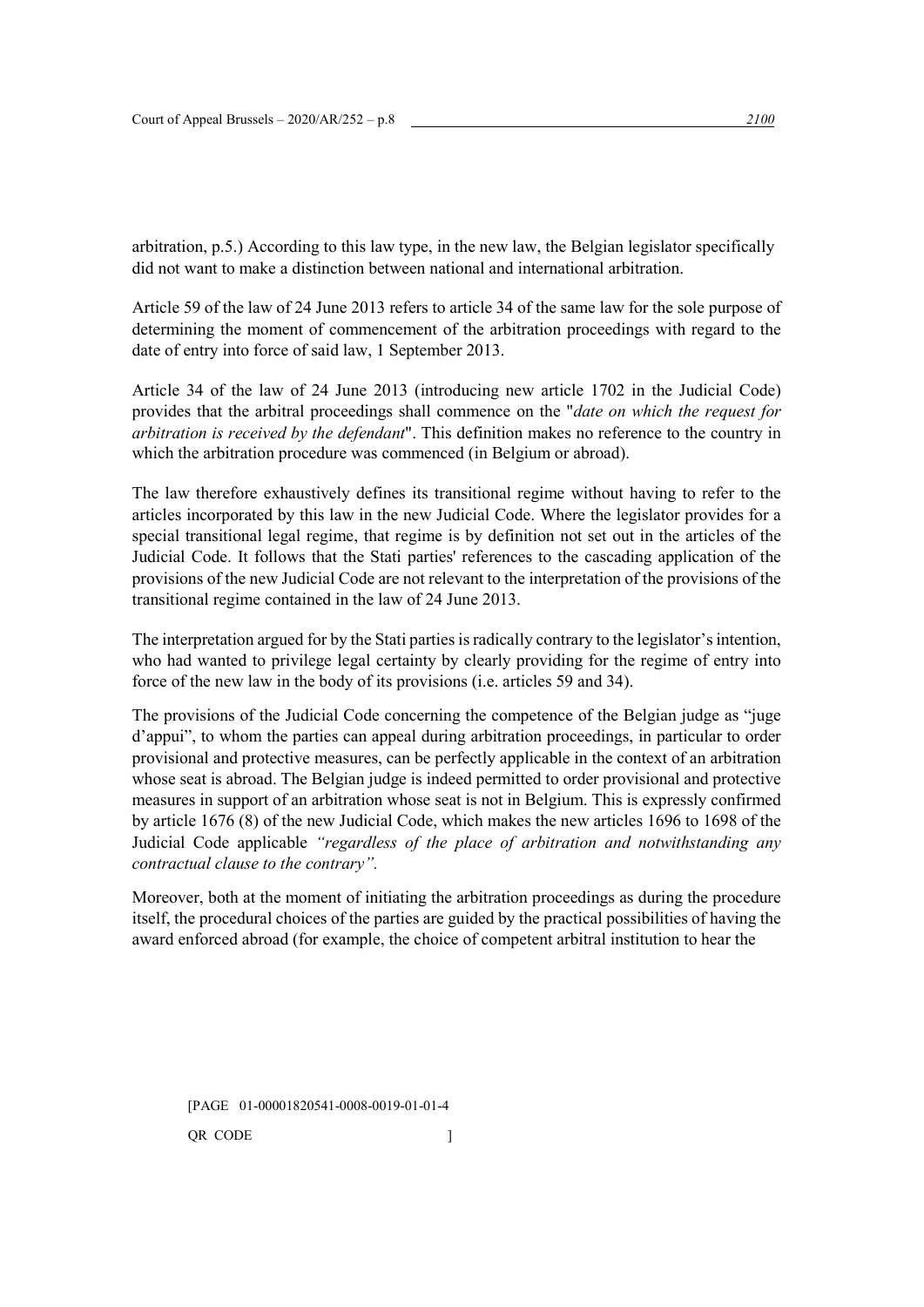arbitration, p.5.) According to this law type, in the new law, the Belgian legislator specifically did not want to make a distinction between national and international arbitration.

Article 59 of the law of 24 June 2013 refers to article 34 of the same law for the sole purpose of determining the moment of commencement of the arbitration proceedings with regard to the date of entry into force of said law, 1 September 2013.

Article 34 of the law of 24 June 2013 (introducing new article 1702 in the Judicial Code) provides that the arbitral proceedings shall commence on the "*date on which the request for arbitration is received by the defendant*". This definition makes no reference to the country in which the arbitration procedure was commenced (in Belgium or abroad).

The law therefore exhaustively defines its transitional regime without having to refer to the articles incorporated by this law in the new Judicial Code. Where the legislator provides for a special transitional legal regime, that regime is by definition not set out in the articles of the Judicial Code. It follows that the Stati parties' references to the cascading application of the provisions of the new Judicial Code are not relevant to the interpretation of the provisions of the transitional regime contained in the law of 24 June 2013.

The interpretation argued for by the Stati parties is radically contrary to the legislator's intention, who had wanted to privilege legal certainty by clearly providing for the regime of entry into force of the new law in the body of its provisions (i.e. articles 59 and 34).

The provisions of the Judicial Code concerning the competence of the Belgian judge as "juge d'appui", to whom the parties can appeal during arbitration proceedings, in particular to order provisional and protective measures, can be perfectly applicable in the context of an arbitration whose seat is abroad. The Belgian judge is indeed permitted to order provisional and protective measures in support of an arbitration whose seat is not in Belgium. This is expressly confirmed by article 1676 (8) of the new Judicial Code, which makes the new articles 1696 to 1698 of the Judicial Code applicable *"regardless of the place of arbitration and notwithstanding any contractual clause to the contrary".*

Moreover, both at the moment of initiating the arbitration proceedings as during the procedure itself, the procedural choices of the parties are guided by the practical possibilities of having the award enforced abroad (for example, the choice of competent arbitral institution to hear the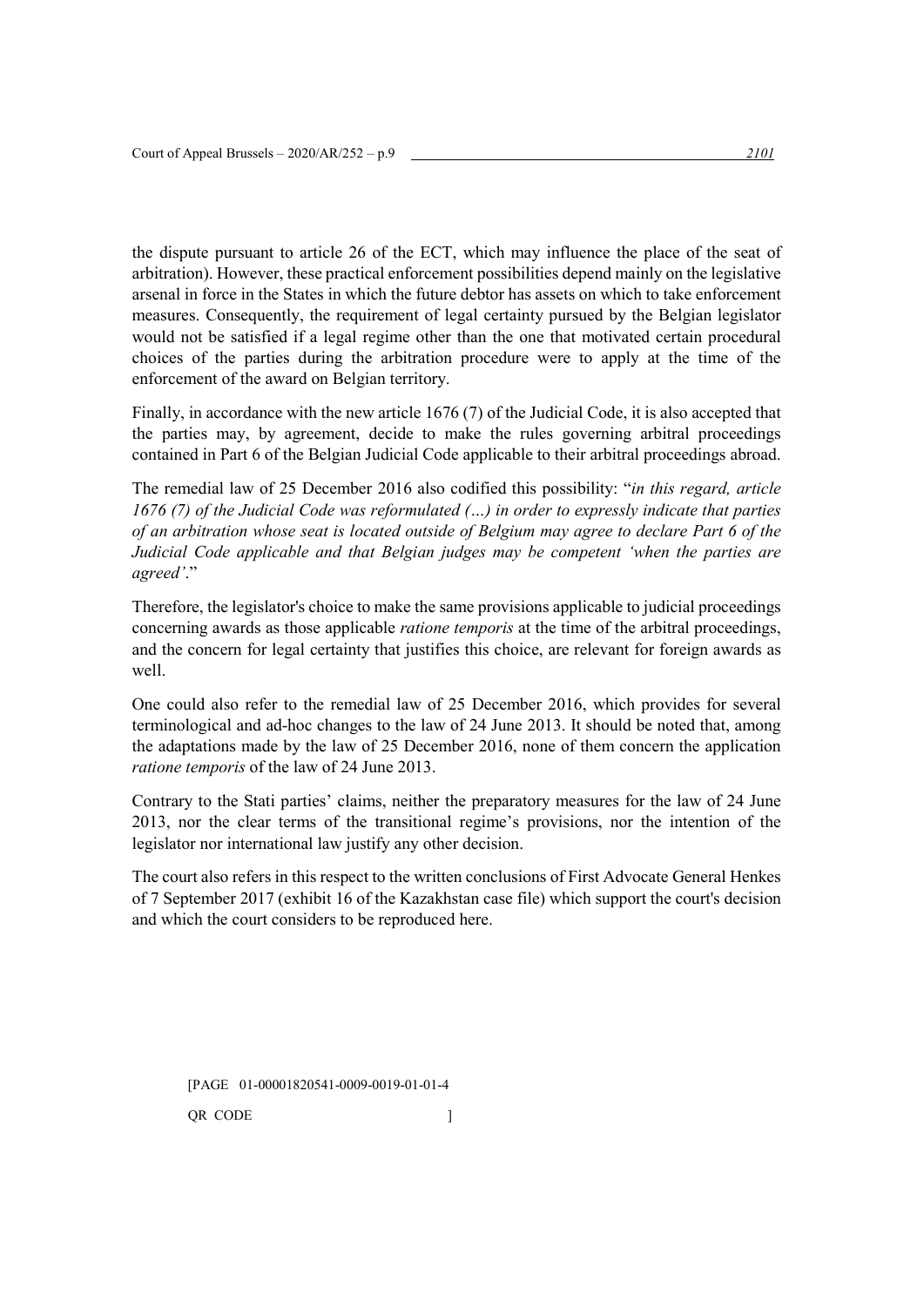the dispute pursuant to article 26 of the ECT, which may influence the place of the seat of arbitration). However, these practical enforcement possibilities depend mainly on the legislative arsenal in force in the States in which the future debtor has assets on which to take enforcement measures. Consequently, the requirement of legal certainty pursued by the Belgian legislator would not be satisfied if a legal regime other than the one that motivated certain procedural choices of the parties during the arbitration procedure were to apply at the time of the enforcement of the award on Belgian territory.

Finally, in accordance with the new article 1676 (7) of the Judicial Code, it is also accepted that the parties may, by agreement, decide to make the rules governing arbitral proceedings contained in Part 6 of the Belgian Judicial Code applicable to their arbitral proceedings abroad.

The remedial law of 25 December 2016 also codified this possibility: "*in this regard, article 1676 (7) of the Judicial Code was reformulated (…) in order to expressly indicate that parties of an arbitration whose seat is located outside of Belgium may agree to declare Part 6 of the Judicial Code applicable and that Belgian judges may be competent 'when the parties are agreed'*."

Therefore, the legislator's choice to make the same provisions applicable to judicial proceedings concerning awards as those applicable *ratione temporis* at the time of the arbitral proceedings, and the concern for legal certainty that justifies this choice, are relevant for foreign awards as well.

One could also refer to the remedial law of 25 December 2016, which provides for several terminological and ad-hoc changes to the law of 24 June 2013. It should be noted that, among the adaptations made by the law of 25 December 2016, none of them concern the application *ratione temporis* of the law of 24 June 2013.

Contrary to the Stati parties' claims, neither the preparatory measures for the law of 24 June 2013, nor the clear terms of the transitional regime's provisions, nor the intention of the legislator nor international law justify any other decision.

The court also refers in this respect to the written conclusions of First Advocate General Henkes of 7 September 2017 (exhibit 16 of the Kazakhstan case file) which support the court's decision and which the court considers to be reproduced here.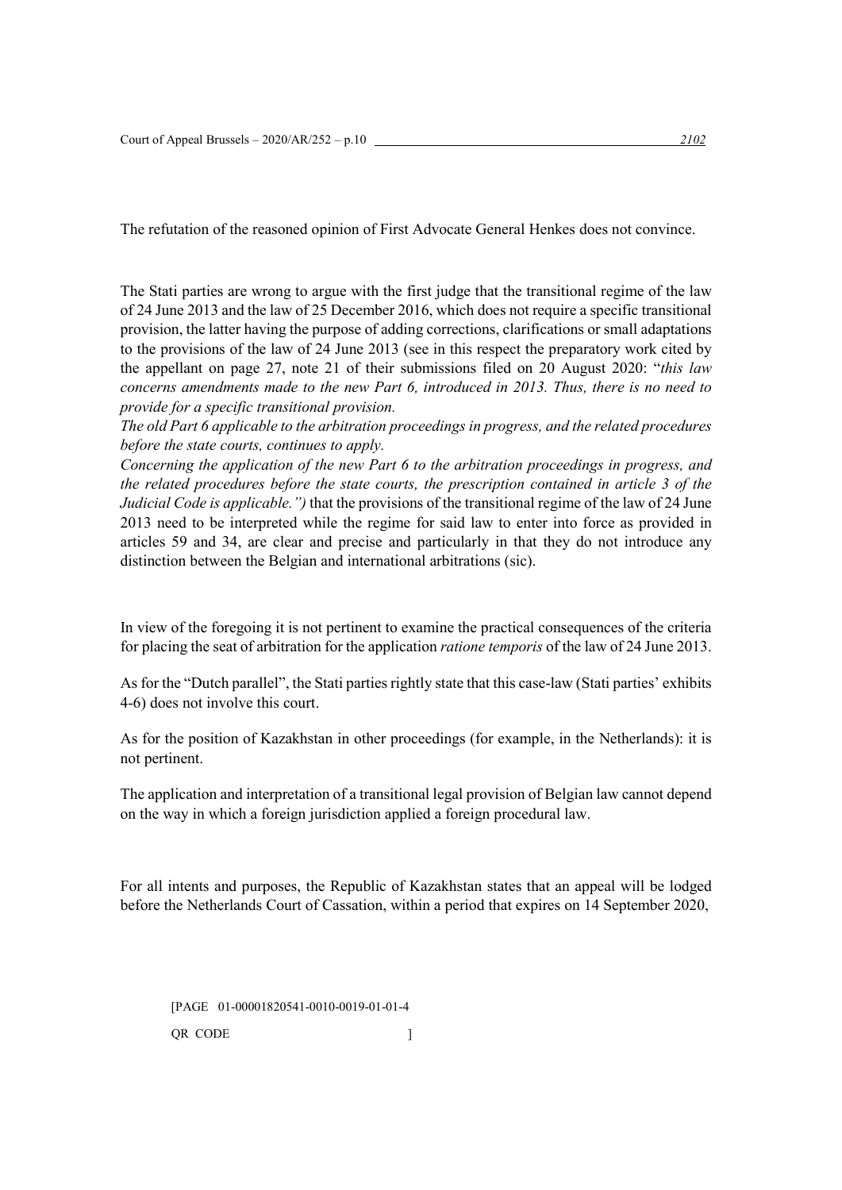The refutation of the reasoned opinion of First Advocate General Henkes does not convince.

The Stati parties are wrong to argue with the first judge that the transitional regime of the law of 24 June 2013 and the law of 25 December 2016, which does not require a specific transitional provision, the latter having the purpose of adding corrections, clarifications or small adaptations to the provisions of the law of 24 June 2013 (see in this respect the preparatory work cited by the appellant on page 27, note 21 of their submissions filed on 20 August 2020: "*this law concerns amendments made to the new Part 6, introduced in 2013. Thus, there is no need to provide for a specific transitional provision.*

*The old Part 6 applicable to the arbitration proceedings in progress, and the related procedures before the state courts, continues to apply.*

*Concerning the application of the new Part 6 to the arbitration proceedings in progress, and the related procedures before the state courts, the prescription contained in article 3 of the Judicial Code is applicable.")* that the provisions of the transitional regime of the law of 24 June 2013 need to be interpreted while the regime for said law to enter into force as provided in articles 59 and 34, are clear and precise and particularly in that they do not introduce any distinction between the Belgian and international arbitrations (sic).

In view of the foregoing it is not pertinent to examine the practical consequences of the criteria for placing the seat of arbitration for the application *ratione temporis* of the law of 24 June 2013.

As for the "Dutch parallel", the Stati parties rightly state that this case-law (Stati parties' exhibits 4-6) does not involve this court.

As for the position of Kazakhstan in other proceedings (for example, in the Netherlands): it is not pertinent.

The application and interpretation of a transitional legal provision of Belgian law cannot depend on the way in which a foreign jurisdiction applied a foreign procedural law.

For all intents and purposes, the Republic of Kazakhstan states that an appeal will be lodged before the Netherlands Court of Cassation, within a period that expires on 14 September 2020,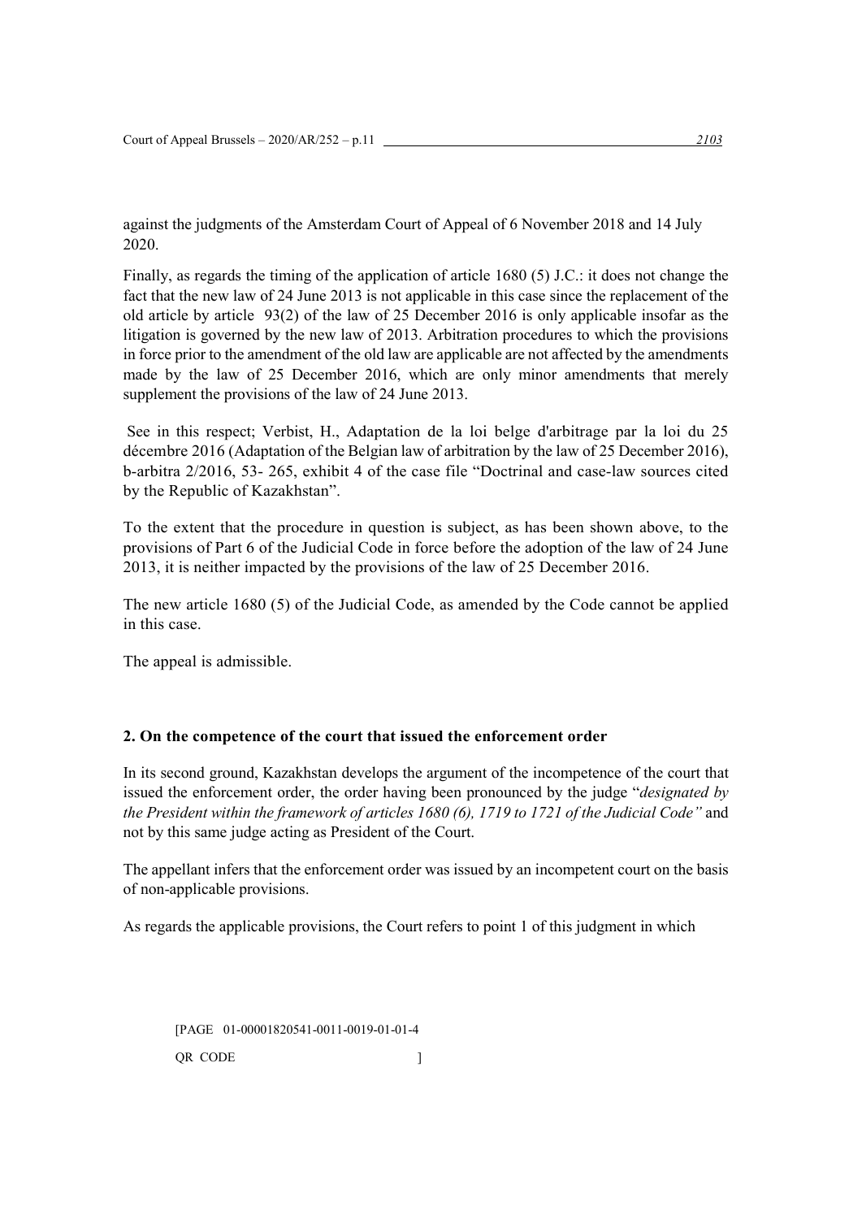against the judgments of the Amsterdam Court of Appeal of 6 November 2018 and 14 July 2020.

Finally, as regards the timing of the application of article 1680 (5) J.C.: it does not change the fact that the new law of 24 June 2013 is not applicable in this case since the replacement of the old article by article 93(2) of the law of 25 December 2016 is only applicable insofar as the litigation is governed by the new law of 2013. Arbitration procedures to which the provisions in force prior to the amendment of the old law are applicable are not affected by the amendments made by the law of 25 December 2016, which are only minor amendments that merely supplement the provisions of the law of 24 June 2013.

See in this respect; Verbist, H., Adaptation de la loi belge d'arbitrage par la loi du 25 décembre 2016 (Adaptation of the Belgian law of arbitration by the law of 25 December 2016), b-arbitra 2/2016, 53- 265, exhibit 4 of the case file "Doctrinal and case-law sources cited by the Republic of Kazakhstan".

To the extent that the procedure in question is subject, as has been shown above, to the provisions of Part 6 of the Judicial Code in force before the adoption of the law of 24 June 2013, it is neither impacted by the provisions of the law of 25 December 2016.

The new article 1680 (5) of the Judicial Code, as amended by the Code cannot be applied in this case.

The appeal is admissible.

**2. On the competence of the court that issued the enforcement order**

In its second ground, Kazakhstan develops the argument of the incompetence of the court that issued the enforcement order, the order having been pronounced by the judge "*designated by the President within the framework of articles 1680 (6), 1719 to 1721 of the Judicial Code"* and not by this same judge acting as President of the Court.

The appellant infers that the enforcement order was issued by an incompetent court on the basis of non-applicable provisions.

As regards the applicable provisions, the Court refers to point 1 of this judgment in which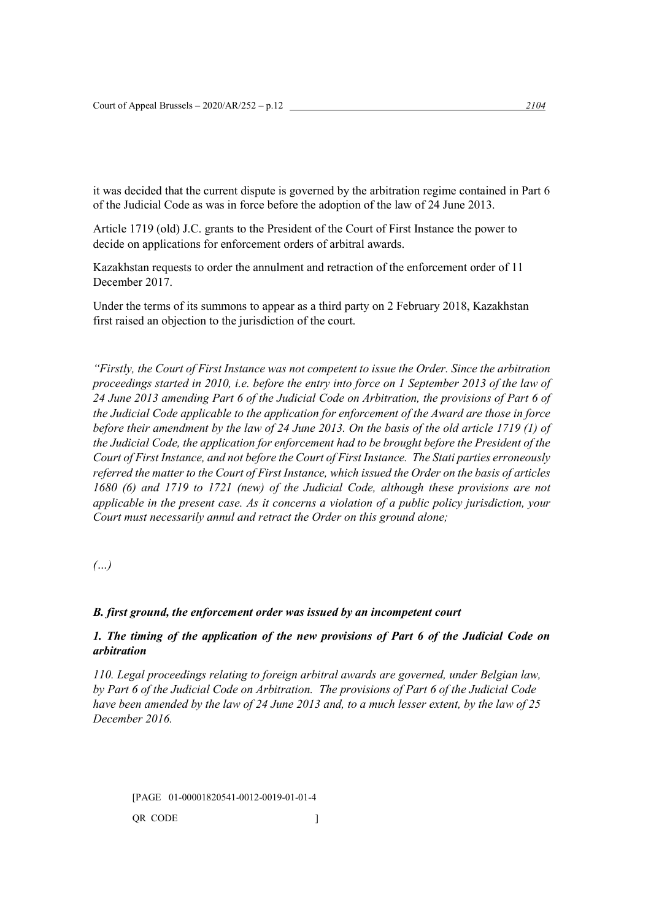it was decided that the current dispute is governed by the arbitration regime contained in Part 6 of the Judicial Code as was in force before the adoption of the law of 24 June 2013.

Article 1719 (old) J.C. grants to the President of the Court of First Instance the power to decide on applications for enforcement orders of arbitral awards.

Kazakhstan requests to order the annulment and retraction of the enforcement order of 11 December 2017.

Under the terms of its summons to appear as a third party on 2 February 2018, Kazakhstan first raised an objection to the jurisdiction of the court.

*"Firstly, the Court of First Instance was not competent to issue the Order. Since the arbitration proceedings started in 2010, i.e. before the entry into force on 1 September 2013 of the law of 24 June 2013 amending Part 6 of the Judicial Code on Arbitration, the provisions of Part 6 of the Judicial Code applicable to the application for enforcement of the Award are those in force before their amendment by the law of 24 June 2013. On the basis of the old article 1719 (1) of the Judicial Code, the application for enforcement had to be brought before the President of the Court of First Instance, and not before the Court of First Instance. The Stati parties erroneously referred the matter to the Court of First Instance, which issued the Order on the basis of articles 1680 (6) and 1719 to 1721 (new) of the Judicial Code, although these provisions are not applicable in the present case. As it concerns a violation of a public policy jurisdiction, your Court must necessarily annul and retract the Order on this ground alone;*

*(…)*

***B. first ground, the enforcement order was issued by an incompetent court***

***1. The timing of the application of the new provisions of Part 6 of the Judicial Code on arbitration***

*110. Legal proceedings relating to foreign arbitral awards are governed, under Belgian law, by Part 6 of the Judicial Code on Arbitration. The provisions of Part 6 of the Judicial Code have been amended by the law of 24 June 2013 and, to a much lesser extent, by the law of 25 December 2016.*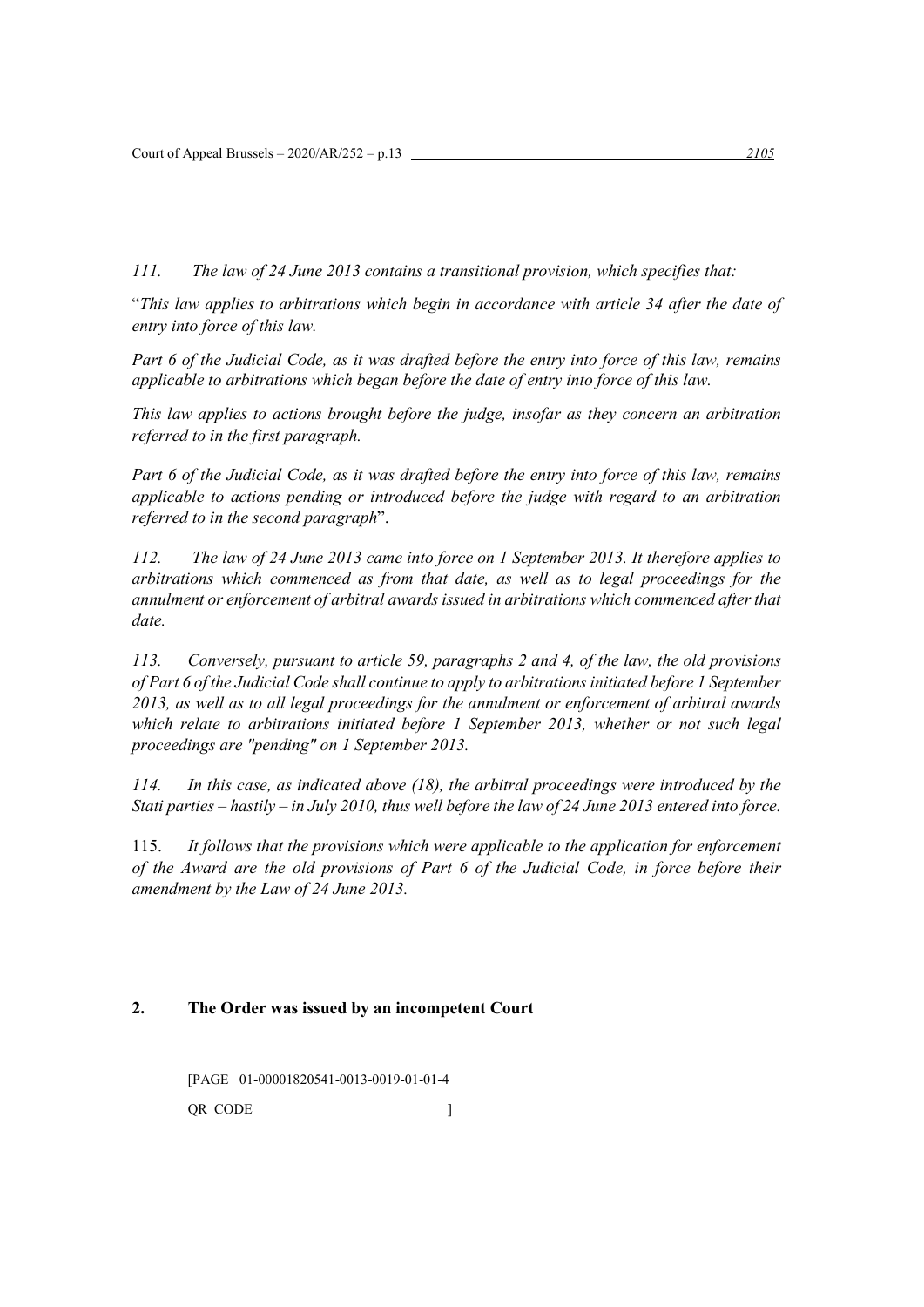*111. The law of 24 June 2013 contains a transitional provision, which specifies that:*

"*This law applies to arbitrations which begin in accordance with article 34 after the date of entry into force of this law.*

*Part 6 of the Judicial Code, as it was drafted before the entry into force of this law, remains applicable to arbitrations which began before the date of entry into force of this law.*

*This law applies to actions brought before the judge, insofar as they concern an arbitration referred to in the first paragraph.*

*Part 6 of the Judicial Code, as it was drafted before the entry into force of this law, remains applicable to actions pending or introduced before the judge with regard to an arbitration referred to in the second paragraph*".

*112. The law of 24 June 2013 came into force on 1 September 2013. It therefore applies to arbitrations which commenced as from that date, as well as to legal proceedings for the annulment or enforcement of arbitral awards issued in arbitrations which commenced after that date.*

*113. Conversely, pursuant to article 59, paragraphs 2 and 4, of the law, the old provisions of Part 6 of the Judicial Code shall continue to apply to arbitrations initiated before 1 September 2013, as well as to all legal proceedings for the annulment or enforcement of arbitral awards which relate to arbitrations initiated before 1 September 2013, whether or not such legal proceedings are "pending" on 1 September 2013.*

*114. In this case, as indicated above (18), the arbitral proceedings were introduced by the Stati parties – hastily – in July 2010, thus well before the law of 24 June 2013 entered into force.*

115. *It follows that the provisions which were applicable to the application for enforcement of the Award are the old provisions of Part 6 of the Judicial Code, in force before their amendment by the Law of 24 June 2013.*

## 2. The Order was issued by an incompetent Court

[PAGE 01-00001820541-0013-0019-01-01-4

QR CODE ]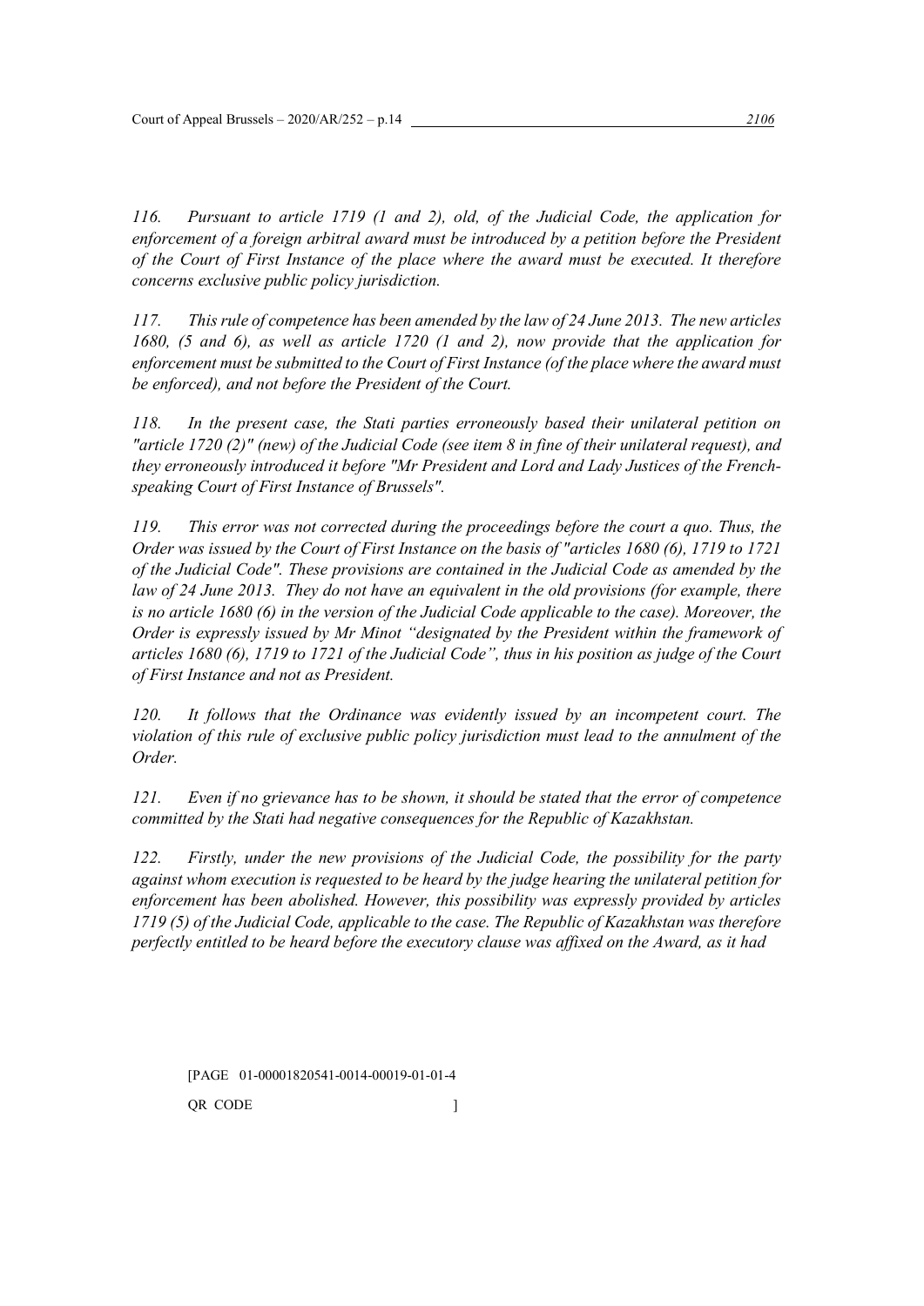*116. Pursuant to article 1719 (1 and 2), old, of the Judicial Code, the application for enforcement of a foreign arbitral award must be introduced by a petition before the President of the Court of First Instance of the place where the award must be executed. It therefore concerns exclusive public policy jurisdiction.*

*117. This rule of competence has been amended by the law of 24 June 2013. The new articles 1680, (5 and 6), as well as article 1720 (1 and 2), now provide that the application for enforcement must be submitted to the Court of First Instance (of the place where the award must be enforced), and not before the President of the Court.*

*118. In the present case, the Stati parties erroneously based their unilateral petition on "article 1720 (2)" (new) of the Judicial Code (see item 8 in fine of their unilateral request), and they erroneously introduced it before "Mr President and Lord and Lady Justices of the French-speaking Court of First Instance of Brussels".*

*119. This error was not corrected during the proceedings before the court a quo. Thus, the Order was issued by the Court of First Instance on the basis of "articles 1680 (6), 1719 to 1721 of the Judicial Code". These provisions are contained in the Judicial Code as amended by the law of 24 June 2013. They do not have an equivalent in the old provisions (for example, there is no article 1680 (6) in the version of the Judicial Code applicable to the case). Moreover, the Order is expressly issued by Mr Minot "designated by the President within the framework of articles 1680 (6), 1719 to 1721 of the Judicial Code", thus in his position as judge of the Court of First Instance and not as President.*

*120. It follows that the Ordinance was evidently issued by an incompetent court. The violation of this rule of exclusive public policy jurisdiction must lead to the annulment of the Order.*

*121. Even if no grievance has to be shown, it should be stated that the error of competence committed by the Stati had negative consequences for the Republic of Kazakhstan.*

*122. Firstly, under the new provisions of the Judicial Code, the possibility for the party against whom execution is requested to be heard by the judge hearing the unilateral petition for enforcement has been abolished. However, this possibility was expressly provided by articles 1719 (5) of the Judicial Code, applicable to the case. The Republic of Kazakhstan was therefore perfectly entitled to be heard before the executory clause was affixed on the Award, as it had*

[PAGE 01-00001820541-0014-00019-01-01-4

QR CODE ]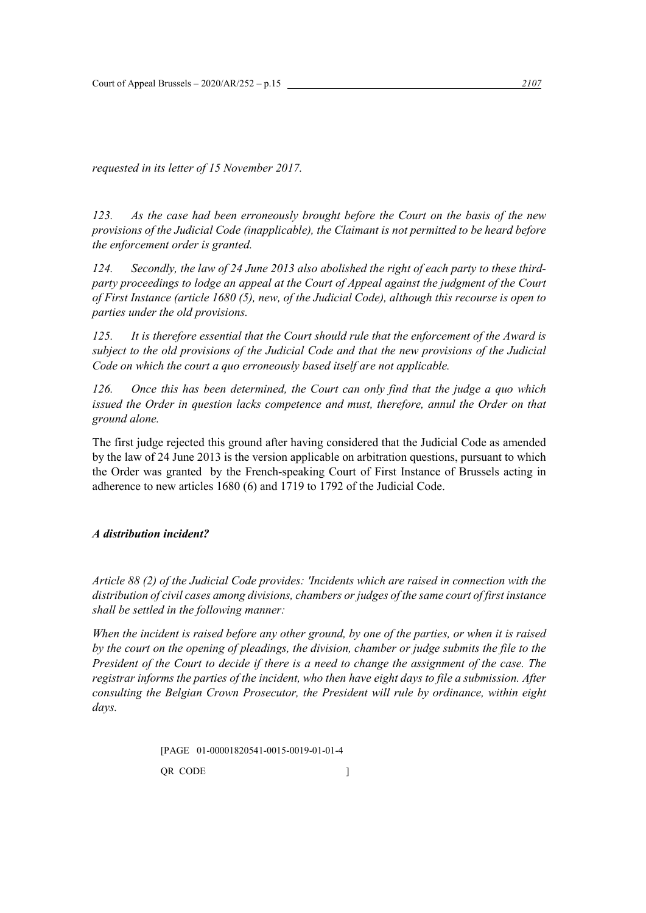*requested in its letter of 15 November 2017.*

*123. As the case had been erroneously brought before the Court on the basis of the new provisions of the Judicial Code (inapplicable), the Claimant is not permitted to be heard before the enforcement order is granted.*

*124. Secondly, the law of 24 June 2013 also abolished the right of each party to these third-party proceedings to lodge an appeal at the Court of Appeal against the judgment of the Court of First Instance (article 1680 (5), new, of the Judicial Code), although this recourse is open to parties under the old provisions.*

*125. It is therefore essential that the Court should rule that the enforcement of the Award is subject to the old provisions of the Judicial Code and that the new provisions of the Judicial Code on which the court a quo erroneously based itself are not applicable.*

*126. Once this has been determined, the Court can only find that the judge a quo which issued the Order in question lacks competence and must, therefore, annul the Order on that ground alone.*

The first judge rejected this ground after having considered that the Judicial Code as amended by the law of 24 June 2013 is the version applicable on arbitration questions, pursuant to which the Order was granted by the French-speaking Court of First Instance of Brussels acting in adherence to new articles 1680 (6) and 1719 to 1792 of the Judicial Code.

***A distribution incident?***

*Article 88 (2) of the Judicial Code provides: 'Incidents which are raised in connection with the distribution of civil cases among divisions, chambers or judges of the same court of first instance shall be settled in the following manner:*

*When the incident is raised before any other ground, by one of the parties, or when it is raised by the court on the opening of pleadings, the division, chamber or judge submits the file to the President of the Court to decide if there is a need to change the assignment of the case. The registrar informs the parties of the incident, who then have eight days to file a submission. After consulting the Belgian Crown Prosecutor, the President will rule by ordinance, within eight days.*

[PAGE 01-00001820541-0015-0019-01-01-4

QR CODE ]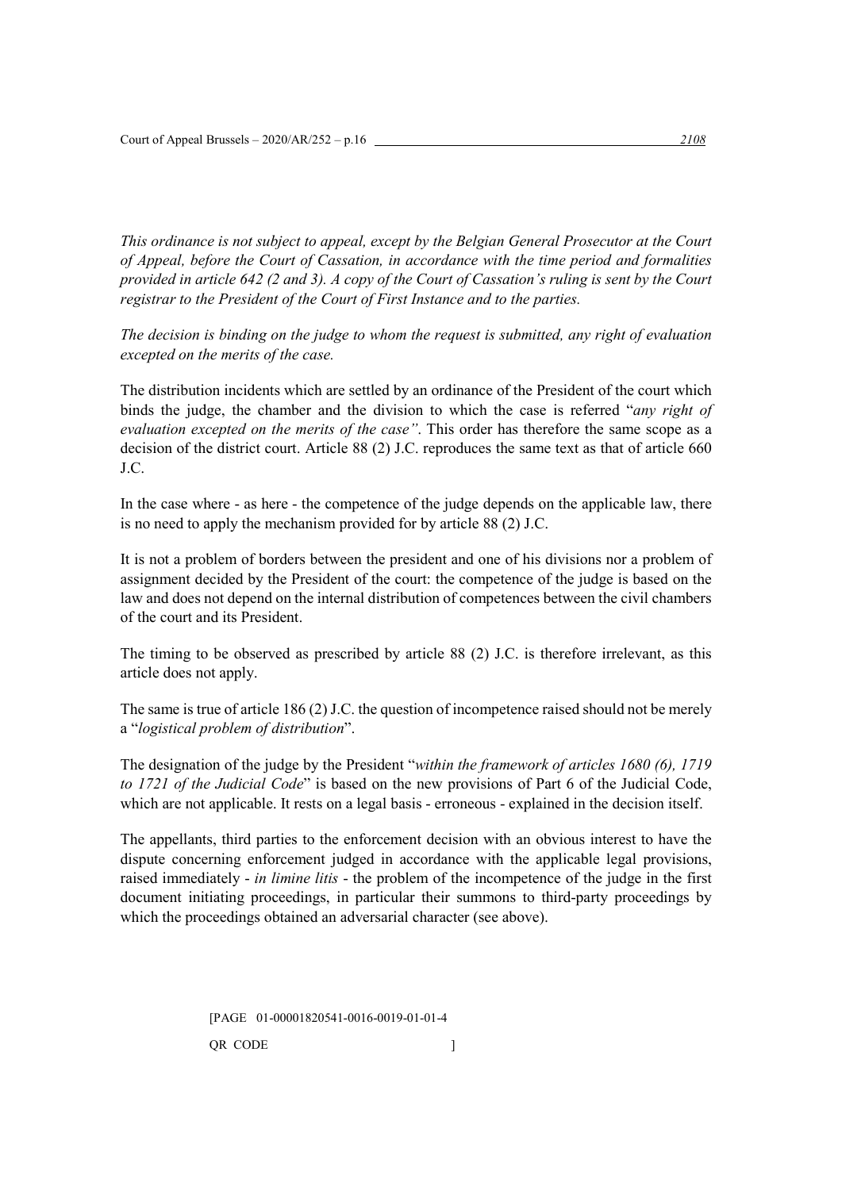*This ordinance is not subject to appeal, except by the Belgian General Prosecutor at the Court of Appeal, before the Court of Cassation, in accordance with the time period and formalities provided in article 642 (2 and 3). A copy of the Court of Cassation's ruling is sent by the Court registrar to the President of the Court of First Instance and to the parties.*

*The decision is binding on the judge to whom the request is submitted, any right of evaluation excepted on the merits of the case.*

The distribution incidents which are settled by an ordinance of the President of the court which binds the judge, the chamber and the division to which the case is referred "*any right of evaluation excepted on the merits of the case"*. This order has therefore the same scope as a decision of the district court. Article 88 (2) J.C. reproduces the same text as that of article 660 J.C.

In the case where - as here - the competence of the judge depends on the applicable law, there is no need to apply the mechanism provided for by article 88 (2) J.C.

It is not a problem of borders between the president and one of his divisions nor a problem of assignment decided by the President of the court: the competence of the judge is based on the law and does not depend on the internal distribution of competences between the civil chambers of the court and its President.

The timing to be observed as prescribed by article 88 (2) J.C. is therefore irrelevant, as this article does not apply.

The same is true of article 186 (2) J.C. the question of incompetence raised should not be merely a "*logistical problem of distribution*".

The designation of the judge by the President "*within the framework of articles 1680 (6), 1719 to 1721 of the Judicial Code*" is based on the new provisions of Part 6 of the Judicial Code, which are not applicable. It rests on a legal basis - erroneous - explained in the decision itself.

The appellants, third parties to the enforcement decision with an obvious interest to have the dispute concerning enforcement judged in accordance with the applicable legal provisions, raised immediately - *in limine litis* - the problem of the incompetence of the judge in the first document initiating proceedings, in particular their summons to third-party proceedings by which the proceedings obtained an adversarial character (see above).

[PAGE 01-00001820541-0016-0019-01-01-4

QR CODE ]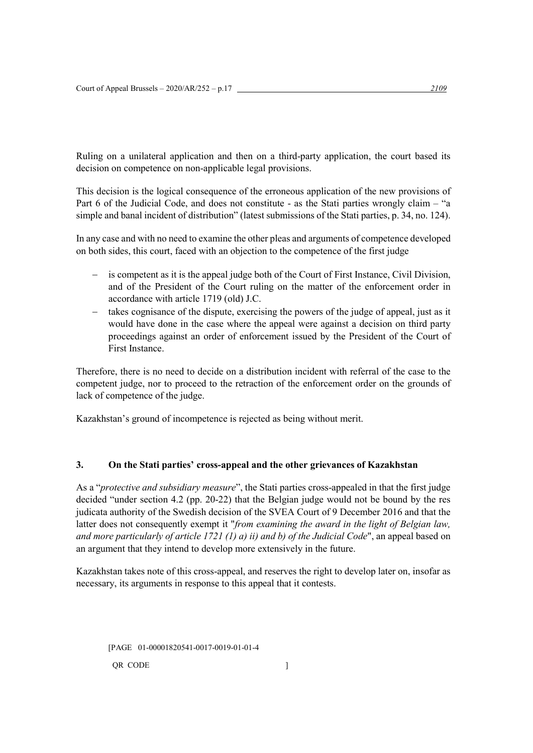Ruling on a unilateral application and then on a third-party application, the court based its decision on competence on non-applicable legal provisions.

This decision is the logical consequence of the erroneous application of the new provisions of Part 6 of the Judicial Code, and does not constitute - as the Stati parties wrongly claim – "a simple and banal incident of distribution" (latest submissions of the Stati parties, p. 34, no. 124).

In any case and with no need to examine the other pleas and arguments of competence developed on both sides, this court, faced with an objection to the competence of the first judge

- is competent as it is the appeal judge both of the Court of First Instance, Civil Division, and of the President of the Court ruling on the matter of the enforcement order in accordance with article 1719 (old) J.C.
- takes cognisance of the dispute, exercising the powers of the judge of appeal, just as it would have done in the case where the appeal were against a decision on third party proceedings against an order of enforcement issued by the President of the Court of First Instance.

Therefore, there is no need to decide on a distribution incident with referral of the case to the competent judge, nor to proceed to the retraction of the enforcement order on the grounds of lack of competence of the judge.

Kazakhstan's ground of incompetence is rejected as being without merit.

### 3. On the Stati parties' cross-appeal and the other grievances of Kazakhstan

As a "*protective and subsidiary measure*", the Stati parties cross-appealed in that the first judge decided "under section 4.2 (pp. 20-22) that the Belgian judge would not be bound by the res judicata authority of the Swedish decision of the SVEA Court of 9 December 2016 and that the latter does not consequently exempt it "*from examining the award in the light of Belgian law, and more particularly of article 1721 (1) a) ii) and b) of the Judicial Code*", an appeal based on an argument that they intend to develop more extensively in the future.

Kazakhstan takes note of this cross-appeal, and reserves the right to develop later on, insofar as necessary, its arguments in response to this appeal that it contests.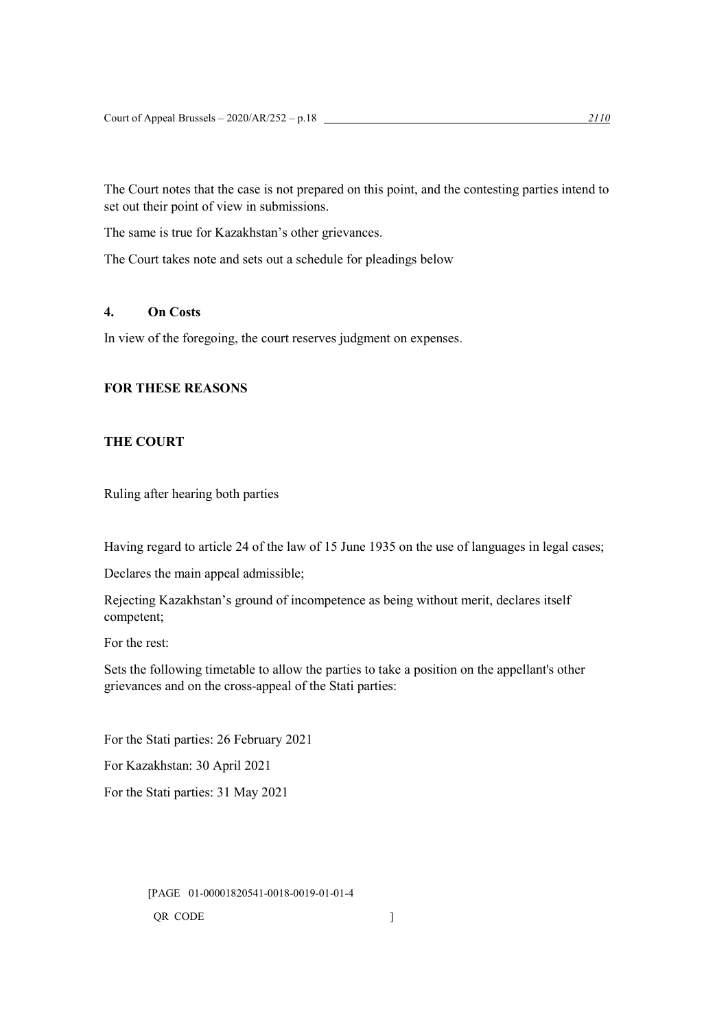The Court notes that the case is not prepared on this point, and the contesting parties intend to set out their point of view in submissions.

The same is true for Kazakhstan's other grievances.

The Court takes note and sets out a schedule for pleadings below

## 4. On Costs

In view of the foregoing, the court reserves judgment on expenses.

## FOR THESE REASONS

## THE COURT

Ruling after hearing both parties

Having regard to article 24 of the law of 15 June 1935 on the use of languages in legal cases;

Declares the main appeal admissible;

Rejecting Kazakhstan's ground of incompetence as being without merit, declares itself competent;

For the rest:

Sets the following timetable to allow the parties to take a position on the appellant's other grievances and on the cross-appeal of the Stati parties:

For the Stati parties: 26 February 2021

For Kazakhstan: 30 April 2021

For the Stati parties: 31 May 2021

[PAGE 01-00001820541-0018-0019-01-01-4

QR CODE ]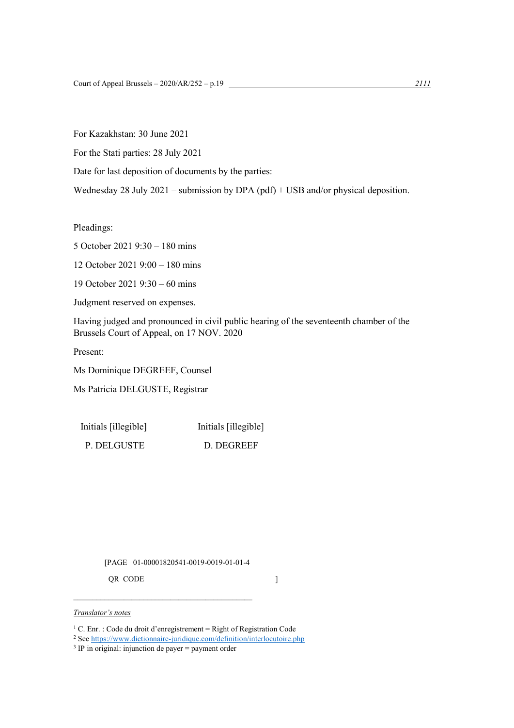For Kazakhstan: 30 June 2021

For the Stati parties: 28 July 2021

Date for last deposition of documents by the parties:

Wednesday 28 July 2021 – submission by DPA (pdf) + USB and/or physical deposition.

Pleadings:

5 October 2021 9:30 – 180 mins

12 October 2021 9:00 – 180 mins

19 October 2021 9:30 – 60 mins

Judgment reserved on expenses.

Having judged and pronounced in civil public hearing of the seventeenth chamber of the Brussels Court of Appeal, on 17 NOV. 2020

Present:

Ms Dominique DEGREEF, Counsel

Ms Patricia DELGUSTE, Registrar

| | |
|---|---|
| Initials [illegible] | Initials [illegible] |
| P. DELGUSTE | D. DEGREEF |

[PAGE 01-00001820541-0019-0019-01-01-4

QR CODE ]

---

*Translator's notes*

[1] C. Enr. : Code du droit d'enregistrement = Right of Registration Code

[2] See https://www.dictionnaire-juridique.com/definition/interlocutoire.php

[3] IP in original: injunction de payer = payment order